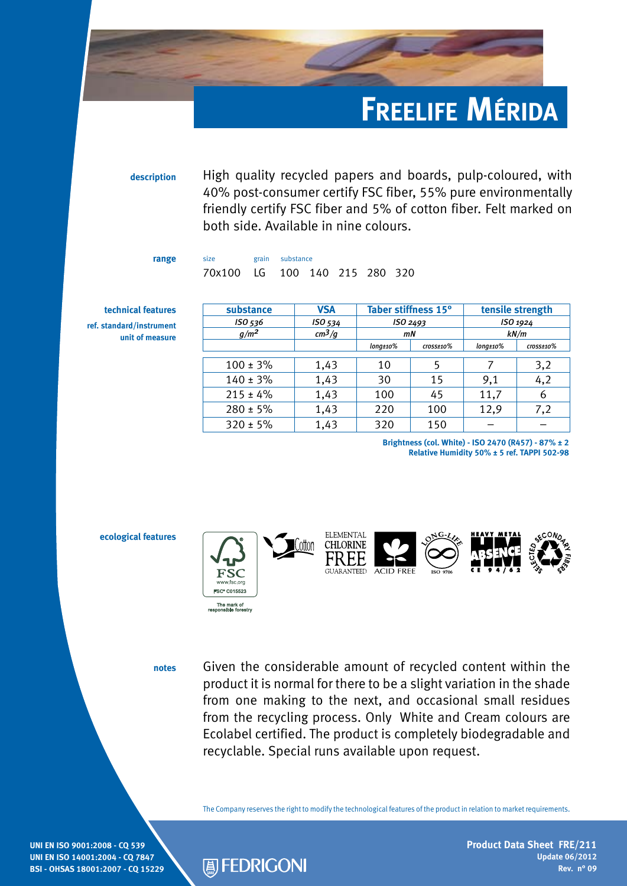# FREELIFE MÉRIDA

**description**

High quality recycled papers and boards, pulp-coloured, with 40% post-consumer certify FSC fiber, 55% pure environmentally friendly certify FSC fiber and 5% of cotton fiber. Felt marked on both side. Available in nine colours.

**range**

| size | grain | substance |
|---|---|---|
| 70x100 | LG | 100 140 215 280 320 |

**technical features**
**ref. standard/instrument**
**unit of measure**

| substance | VSA | Taber stiffness 15° | | tensile strength | |
|---|---|---|---|---|---|
| *ISO 536* | *ISO 534* | *ISO 2493* | | *ISO 1924* | |
| *g/m²* | *cm³/g* | *mN* | | *kN/m* | |
| | | *long±10%* | *cross±10%* | *long±10%* | *cross±10%* |
| 100 ± 3% | 1,43 | 10 | 5 | 7 | 3,2 |
| 140 ± 3% | 1,43 | 30 | 15 | 9,1 | 4,2 |
| 215 ± 4% | 1,43 | 100 | 45 | 11,7 | 6 |
| 280 ± 5% | 1,43 | 220 | 100 | 12,9 | 7,2 |
| 320 ± 5% | 1,43 | 320 | 150 | – | – |

**Brightness (col. White) - ISO 2470 (R457) - 87% ± 2**
**Relative Humidity 50% ± 5 ref. TAPPI 502-98**

**ecological features**

FSC www.fsc.org FSC® C015523 The mark of responsible forestry
Cotton
ELEMENTAL CHLORINE FREE GUARANTEED
ACID FREE
LONG-LIFE ISO 9706
HEAVY METAL ABSENCE CE 94/62
SELECTED SECONDARY FIBERS

**notes**

Given the considerable amount of recycled content within the product it is normal for there to be a slight variation in the shade from one making to the next, and occasional small residues from the recycling process. Only White and Cream colours are Ecolabel certified. The product is completely biodegradable and recyclable. Special runs available upon request.

The Company reserves the right to modify the technological features of the product in relation to market requirements.

UNI EN ISO 9001:2008 - CQ 539
UNI EN ISO 14001:2004 - CQ 7847
BSI - OHSAS 18001:2007 - CQ 15229

FEDRIGONI

**Product Data Sheet FRE/211**
**Update 06/2012**
**Rev. n° 09**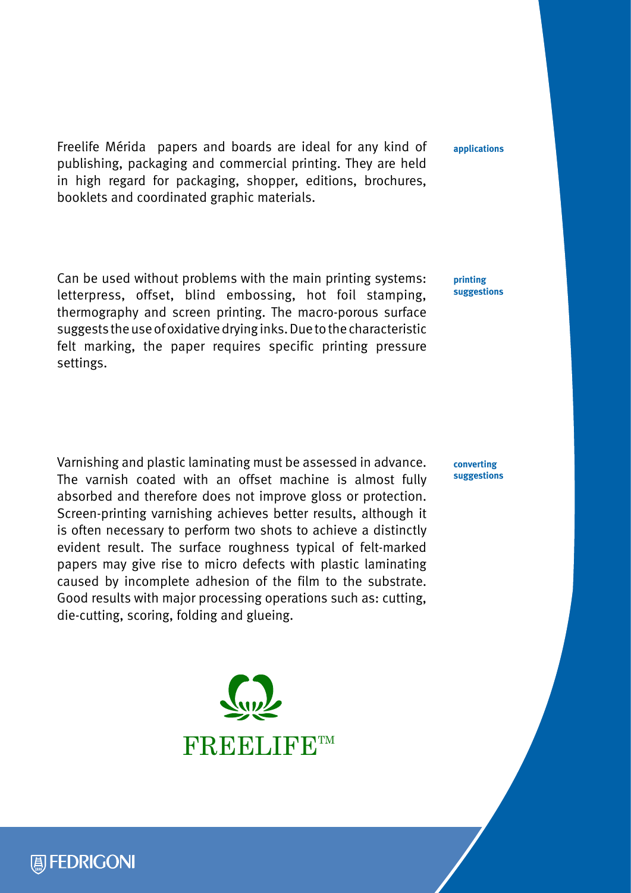## applications

Freelife Mérida papers and boards are ideal for any kind of publishing, packaging and commercial printing. They are held in high regard for packaging, shopper, editions, brochures, booklets and coordinated graphic materials.

## printing suggestions

Can be used without problems with the main printing systems: letterpress, offset, blind embossing, hot foil stamping, thermography and screen printing. The macro-porous surface suggests the use of oxidative drying inks. Due to the characteristic felt marking, the paper requires specific printing pressure settings.

## converting suggestions

Varnishing and plastic laminating must be assessed in advance. The varnish coated with an offset machine is almost fully absorbed and therefore does not improve gloss or protection. Screen-printing varnishing achieves better results, although it is often necessary to perform two shots to achieve a distinctly evident result. The surface roughness typical of felt-marked papers may give rise to micro defects with plastic laminating caused by incomplete adhesion of the film to the substrate. Good results with major processing operations such as: cutting, die-cutting, scoring, folding and glueing.

FREELIFE™

FEDRIGONI